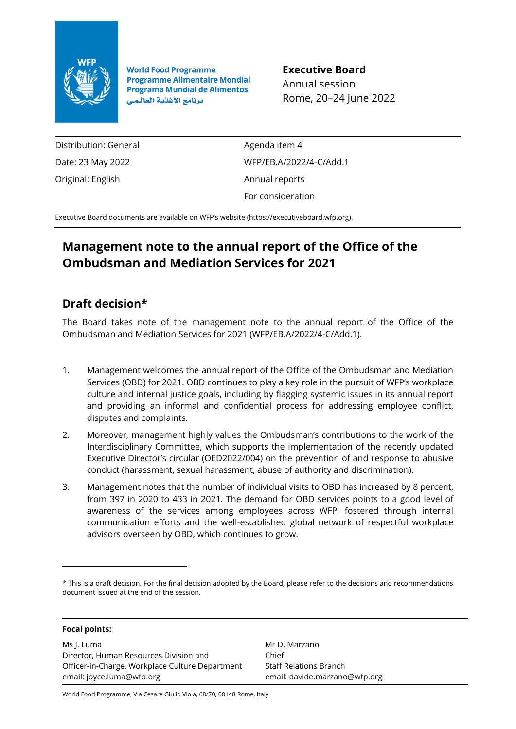World Food Programme
Programme Alimentaire Mondial
Programa Mundial de Alimentos
برنامج الأغذية العالمي

**Executive Board**
Annual session
Rome, 20–24 June 2022

| | |
|---|---|
| Distribution: General | Agenda item 4 |
| Date: 23 May 2022 | WFP/EB.A/2022/4-C/Add.1 |
| Original: English | Annual reports |
| | For consideration |

Executive Board documents are available on WFP's website (https://executiveboard.wfp.org).

# Management note to the annual report of the Office of the Ombudsman and Mediation Services for 2021

## Draft decision*

The Board takes note of the management note to the annual report of the Office of the Ombudsman and Mediation Services for 2021 (WFP/EB.A/2022/4-C/Add.1).

1. Management welcomes the annual report of the Office of the Ombudsman and Mediation Services (OBD) for 2021. OBD continues to play a key role in the pursuit of WFP's workplace culture and internal justice goals, including by flagging systemic issues in its annual report and providing an informal and confidential process for addressing employee conflict, disputes and complaints.
2. Moreover, management highly values the Ombudsman's contributions to the work of the Interdisciplinary Committee, which supports the implementation of the recently updated Executive Director's circular (OED2022/004) on the prevention of and response to abusive conduct (harassment, sexual harassment, abuse of authority and discrimination).
3. Management notes that the number of individual visits to OBD has increased by 8 percent, from 397 in 2020 to 433 in 2021. The demand for OBD services points to a good level of awareness of the services among employees across WFP, fostered through internal communication efforts and the well-established global network of respectful workplace advisors overseen by OBD, which continues to grow.

* This is a draft decision. For the final decision adopted by the Board, please refer to the decisions and recommendations document issued at the end of the session.

**Focal points:**

Ms J. Luma
Director, Human Resources Division and
Officer-in-Charge, Workplace Culture Department
email: joyce.luma@wfp.org

Mr D. Marzano
Chief
Staff Relations Branch
email: davide.marzano@wfp.org

World Food Programme, Via Cesare Giulio Viola, 68/70, 00148 Rome, Italy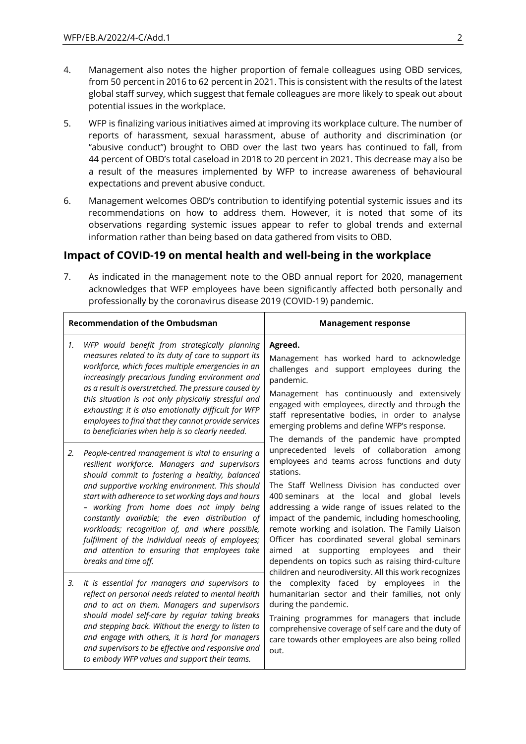4. Management also notes the higher proportion of female colleagues using OBD services, from 50 percent in 2016 to 62 percent in 2021. This is consistent with the results of the latest global staff survey, which suggest that female colleagues are more likely to speak out about potential issues in the workplace.

5. WFP is finalizing various initiatives aimed at improving its workplace culture. The number of reports of harassment, sexual harassment, abuse of authority and discrimination (or "abusive conduct") brought to OBD over the last two years has continued to fall, from 44 percent of OBD's total caseload in 2018 to 20 percent in 2021. This decrease may also be a result of the measures implemented by WFP to increase awareness of behavioural expectations and prevent abusive conduct.

6. Management welcomes OBD's contribution to identifying potential systemic issues and its recommendations on how to address them. However, it is noted that some of its observations regarding systemic issues appear to refer to global trends and external information rather than being based on data gathered from visits to OBD.

## Impact of COVID-19 on mental health and well-being in the workplace

7. As indicated in the management note to the OBD annual report for 2020, management acknowledges that WFP employees have been significantly affected both personally and professionally by the coronavirus disease 2019 (COVID-19) pandemic.

| Recommendation of the Ombudsman | Management response |
|---|---|
| 1. *WFP would benefit from strategically planning measures related to its duty of care to support its workforce, which faces multiple emergencies in an increasingly precarious funding environment and as a result is overstretched. The pressure caused by this situation is not only physically stressful and exhausting; it is also emotionally difficult for WFP employees to find that they cannot provide services to beneficiaries when help is so clearly needed.* | **Agreed.**<br>Management has worked hard to acknowledge challenges and support employees during the pandemic.<br>Management has continuously and extensively engaged with employees, directly and through the staff representative bodies, in order to analyse emerging problems and define WFP's response.<br>The demands of the pandemic have prompted unprecedented levels of collaboration among employees and teams across functions and duty stations.<br>The Staff Wellness Division has conducted over 400 seminars at the local and global levels addressing a wide range of issues related to the impact of the pandemic, including homeschooling, remote working and isolation. The Family Liaison Officer has coordinated several global seminars aimed at supporting employees and their dependents on topics such as raising third-culture children and neurodiversity. All this work recognizes the complexity faced by employees in the humanitarian sector and their families, not only during the pandemic.<br>Training programmes for managers that include comprehensive coverage of self care and the duty of care towards other employees are also being rolled out. |
| 2. *People-centred management is vital to ensuring a resilient workforce. Managers and supervisors should commit to fostering a healthy, balanced and supportive working environment. This should start with adherence to set working days and hours – working from home does not imply being constantly available; the even distribution of workloads; recognition of, and where possible, fulfilment of the individual needs of employees; and attention to ensuring that employees take breaks and time off.* | |
| 3. *It is essential for managers and supervisors to reflect on personal needs related to mental health and to act on them. Managers and supervisors should model self-care by regular taking breaks and stepping back. Without the energy to listen to and engage with others, it is hard for managers and supervisors to be effective and responsive and to embody WFP values and support their teams.* | |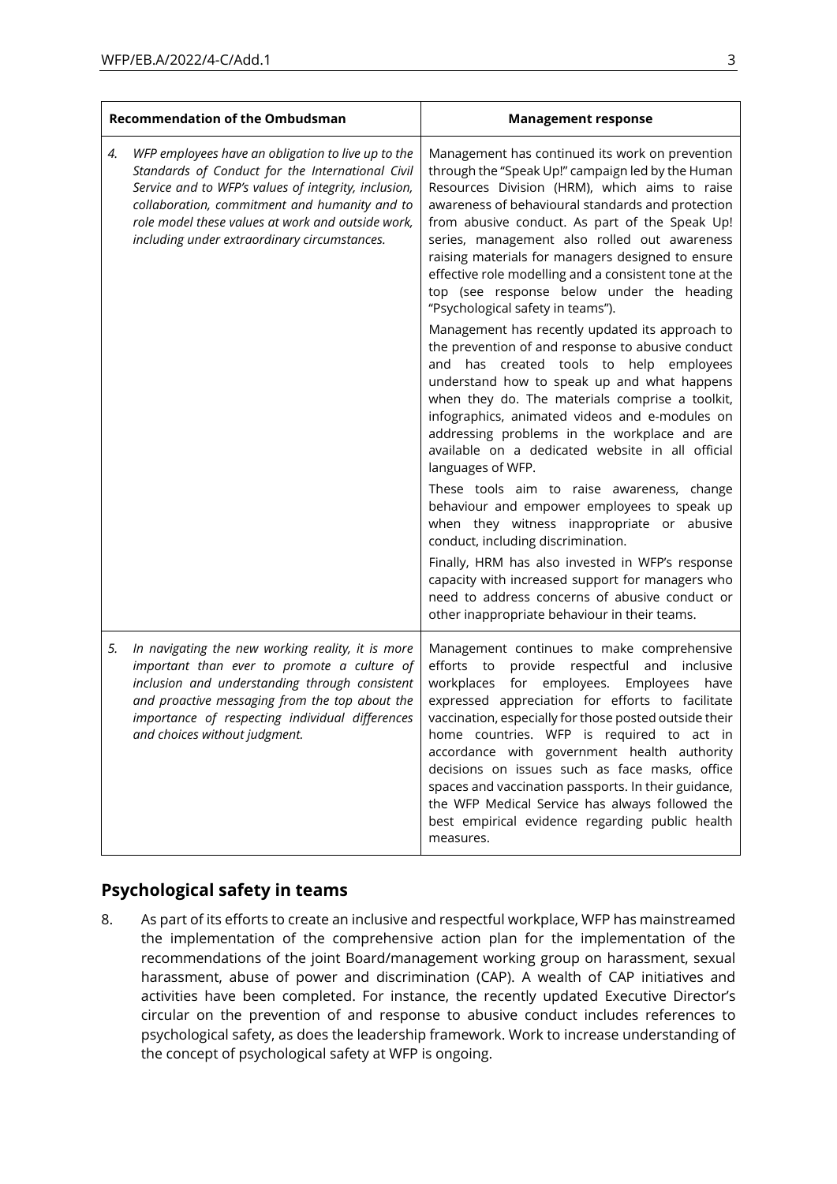| Recommendation of the Ombudsman | Management response |
|---|---|
| 4. *WFP employees have an obligation to live up to the Standards of Conduct for the International Civil Service and to WFP's values of integrity, inclusion, collaboration, commitment and humanity and to role model these values at work and outside work, including under extraordinary circumstances.* | Management has continued its work on prevention through the "Speak Up!" campaign led by the Human Resources Division (HRM), which aims to raise awareness of behavioural standards and protection from abusive conduct. As part of the Speak Up! series, management also rolled out awareness raising materials for managers designed to ensure effective role modelling and a consistent tone at the top (see response below under the heading "Psychological safety in teams").<br><br>Management has recently updated its approach to the prevention of and response to abusive conduct and has created tools to help employees understand how to speak up and what happens when they do. The materials comprise a toolkit, infographics, animated videos and e-modules on addressing problems in the workplace and are available on a dedicated website in all official languages of WFP.<br><br>These tools aim to raise awareness, change behaviour and empower employees to speak up when they witness inappropriate or abusive conduct, including discrimination.<br><br>Finally, HRM has also invested in WFP's response capacity with increased support for managers who need to address concerns of abusive conduct or other inappropriate behaviour in their teams. |
| 5. *In navigating the new working reality, it is more important than ever to promote a culture of inclusion and understanding through consistent and proactive messaging from the top about the importance of respecting individual differences and choices without judgment.* | Management continues to make comprehensive efforts to provide respectful and inclusive workplaces for employees. Employees have expressed appreciation for efforts to facilitate vaccination, especially for those posted outside their home countries. WFP is required to act in accordance with government health authority decisions on issues such as face masks, office spaces and vaccination passports. In their guidance, the WFP Medical Service has always followed the best empirical evidence regarding public health measures. |

## Psychological safety in teams

8. As part of its efforts to create an inclusive and respectful workplace, WFP has mainstreamed the implementation of the comprehensive action plan for the implementation of the recommendations of the joint Board/management working group on harassment, sexual harassment, abuse of power and discrimination (CAP). A wealth of CAP initiatives and activities have been completed. For instance, the recently updated Executive Director's circular on the prevention of and response to abusive conduct includes references to psychological safety, as does the leadership framework. Work to increase understanding of the concept of psychological safety at WFP is ongoing.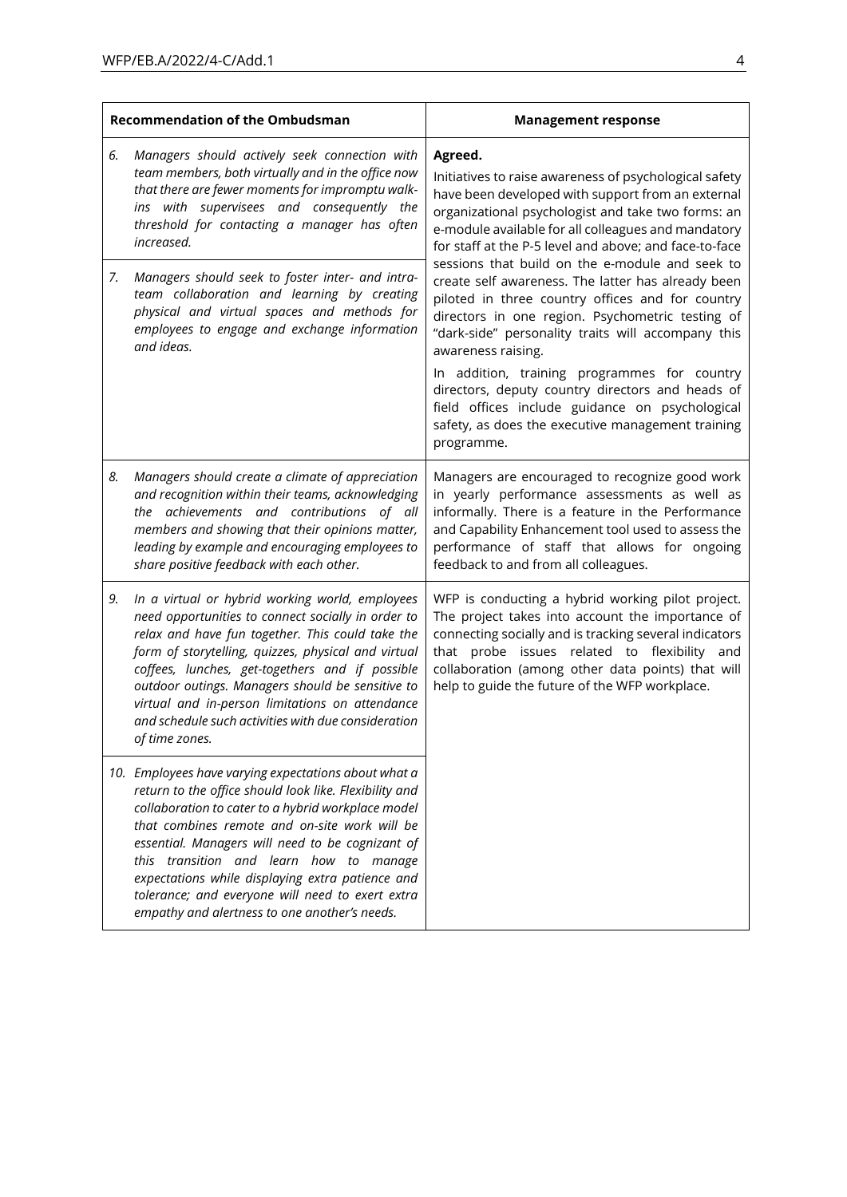| Recommendation of the Ombudsman | Management response |
|---|---|
| 6. *Managers should actively seek connection with team members, both virtually and in the office now that there are fewer moments for impromptu walk-ins with supervisees and consequently the threshold for contacting a manager has often increased.* | **Agreed.** Initiatives to raise awareness of psychological safety have been developed with support from an external organizational psychologist and take two forms: an e-module available for all colleagues and mandatory for staff at the P-5 level and above; and face-to-face sessions that build on the e-module and seek to create self awareness. The latter has already been piloted in three country offices and for country directors in one region. Psychometric testing of "dark-side" personality traits will accompany this awareness raising. In addition, training programmes for country directors, deputy country directors and heads of field offices include guidance on psychological safety, as does the executive management training programme. |
| 7. *Managers should seek to foster inter- and intra-team collaboration and learning by creating physical and virtual spaces and methods for employees to engage and exchange information and ideas.* | |
| 8. *Managers should create a climate of appreciation and recognition within their teams, acknowledging the achievements and contributions of all members and showing that their opinions matter, leading by example and encouraging employees to share positive feedback with each other.* | Managers are encouraged to recognize good work in yearly performance assessments as well as informally. There is a feature in the Performance and Capability Enhancement tool used to assess the performance of staff that allows for ongoing feedback to and from all colleagues. |
| 9. *In a virtual or hybrid working world, employees need opportunities to connect socially in order to relax and have fun together. This could take the form of storytelling, quizzes, physical and virtual coffees, lunches, get-togethers and if possible outdoor outings. Managers should be sensitive to virtual and in-person limitations on attendance and schedule such activities with due consideration of time zones.* | WFP is conducting a hybrid working pilot project. The project takes into account the importance of connecting socially and is tracking several indicators that probe issues related to flexibility and collaboration (among other data points) that will help to guide the future of the WFP workplace. |
| 10. *Employees have varying expectations about what a return to the office should look like. Flexibility and collaboration to cater to a hybrid workplace model that combines remote and on-site work will be essential. Managers will need to be cognizant of this transition and learn how to manage expectations while displaying extra patience and tolerance; and everyone will need to exert extra empathy and alertness to one another's needs.* | |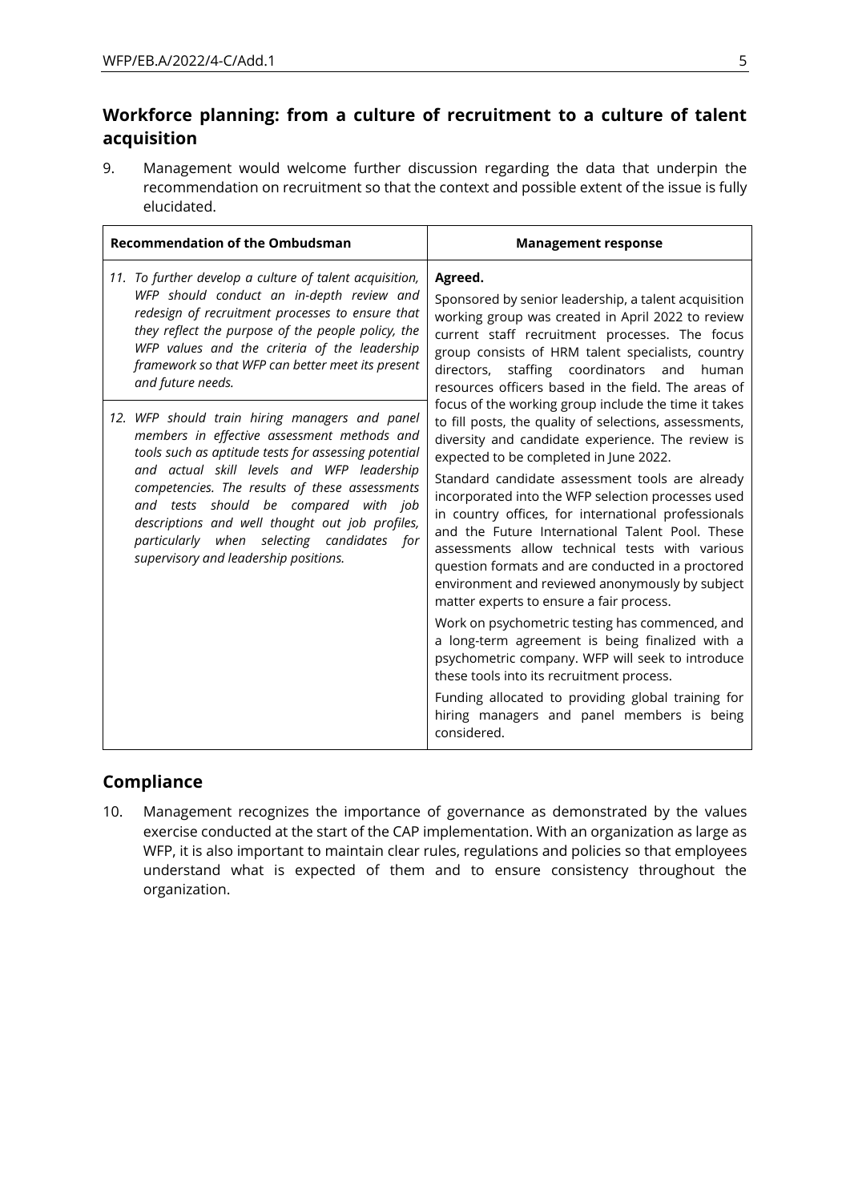## Workforce planning: from a culture of recruitment to a culture of talent acquisition

9. Management would welcome further discussion regarding the data that underpin the recommendation on recruitment so that the context and possible extent of the issue is fully elucidated.

| Recommendation of the Ombudsman | Management response |
|---|---|
| *11. To further develop a culture of talent acquisition, WFP should conduct an in-depth review and redesign of recruitment processes to ensure that they reflect the purpose of the people policy, the WFP values and the criteria of the leadership framework so that WFP can better meet its present and future needs.* <br><br> *12. WFP should train hiring managers and panel members in effective assessment methods and tools such as aptitude tests for assessing potential and actual skill levels and WFP leadership competencies. The results of these assessments and tests should be compared with job descriptions and well thought out job profiles, particularly when selecting candidates for supervisory and leadership positions.* | **Agreed.** <br><br> Sponsored by senior leadership, a talent acquisition working group was created in April 2022 to review current staff recruitment processes. The focus group consists of HRM talent specialists, country directors, staffing coordinators and human resources officers based in the field. The areas of focus of the working group include the time it takes to fill posts, the quality of selections, assessments, diversity and candidate experience. The review is expected to be completed in June 2022. <br><br> Standard candidate assessment tools are already incorporated into the WFP selection processes used in country offices, for international professionals and the Future International Talent Pool. These assessments allow technical tests with various question formats and are conducted in a proctored environment and reviewed anonymously by subject matter experts to ensure a fair process. <br><br> Work on psychometric testing has commenced, and a long-term agreement is being finalized with a psychometric company. WFP will seek to introduce these tools into its recruitment process. <br><br> Funding allocated to providing global training for hiring managers and panel members is being considered. |

## Compliance

10. Management recognizes the importance of governance as demonstrated by the values exercise conducted at the start of the CAP implementation. With an organization as large as WFP, it is also important to maintain clear rules, regulations and policies so that employees understand what is expected of them and to ensure consistency throughout the organization.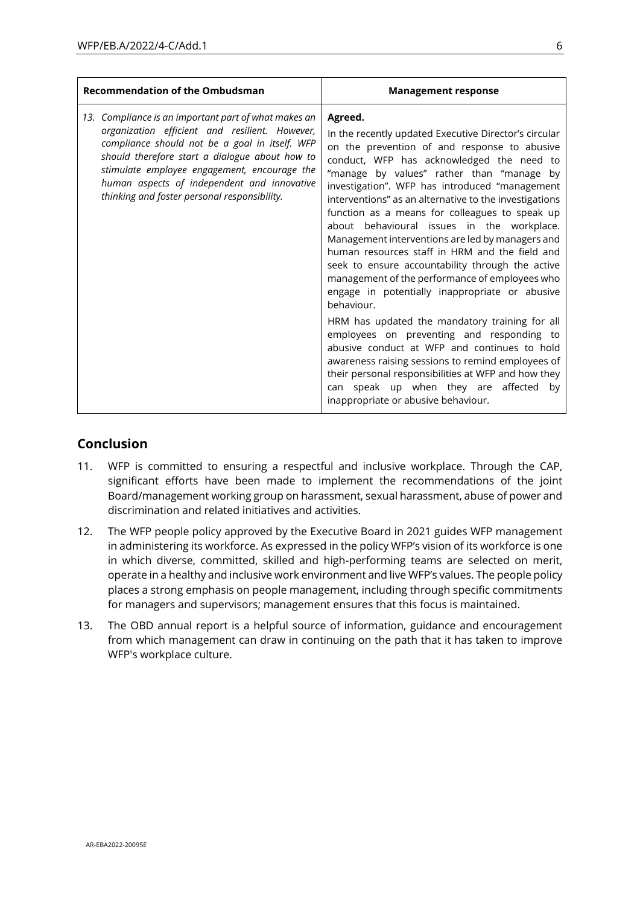| Recommendation of the Ombudsman | Management response |
|---|---|
| *13. Compliance is an important part of what makes an organization efficient and resilient. However, compliance should not be a goal in itself. WFP should therefore start a dialogue about how to stimulate employee engagement, encourage the human aspects of independent and innovative thinking and foster personal responsibility.* | **Agreed.**<br>In the recently updated Executive Director's circular on the prevention of and response to abusive conduct, WFP has acknowledged the need to "manage by values" rather than "manage by investigation". WFP has introduced "management interventions" as an alternative to the investigations function as a means for colleagues to speak up about behavioural issues in the workplace. Management interventions are led by managers and human resources staff in HRM and the field and seek to ensure accountability through the active management of the performance of employees who engage in potentially inappropriate or abusive behaviour.<br>HRM has updated the mandatory training for all employees on preventing and responding to abusive conduct at WFP and continues to hold awareness raising sessions to remind employees of their personal responsibilities at WFP and how they can speak up when they are affected by inappropriate or abusive behaviour. |

## Conclusion

11. WFP is committed to ensuring a respectful and inclusive workplace. Through the CAP, significant efforts have been made to implement the recommendations of the joint Board/management working group on harassment, sexual harassment, abuse of power and discrimination and related initiatives and activities.

12. The WFP people policy approved by the Executive Board in 2021 guides WFP management in administering its workforce. As expressed in the policy WFP's vision of its workforce is one in which diverse, committed, skilled and high-performing teams are selected on merit, operate in a healthy and inclusive work environment and live WFP's values. The people policy places a strong emphasis on people management, including through specific commitments for managers and supervisors; management ensures that this focus is maintained.

13. The OBD annual report is a helpful source of information, guidance and encouragement from which management can draw in continuing on the path that it has taken to improve WFP's workplace culture.

AR-EBA2022-20095E